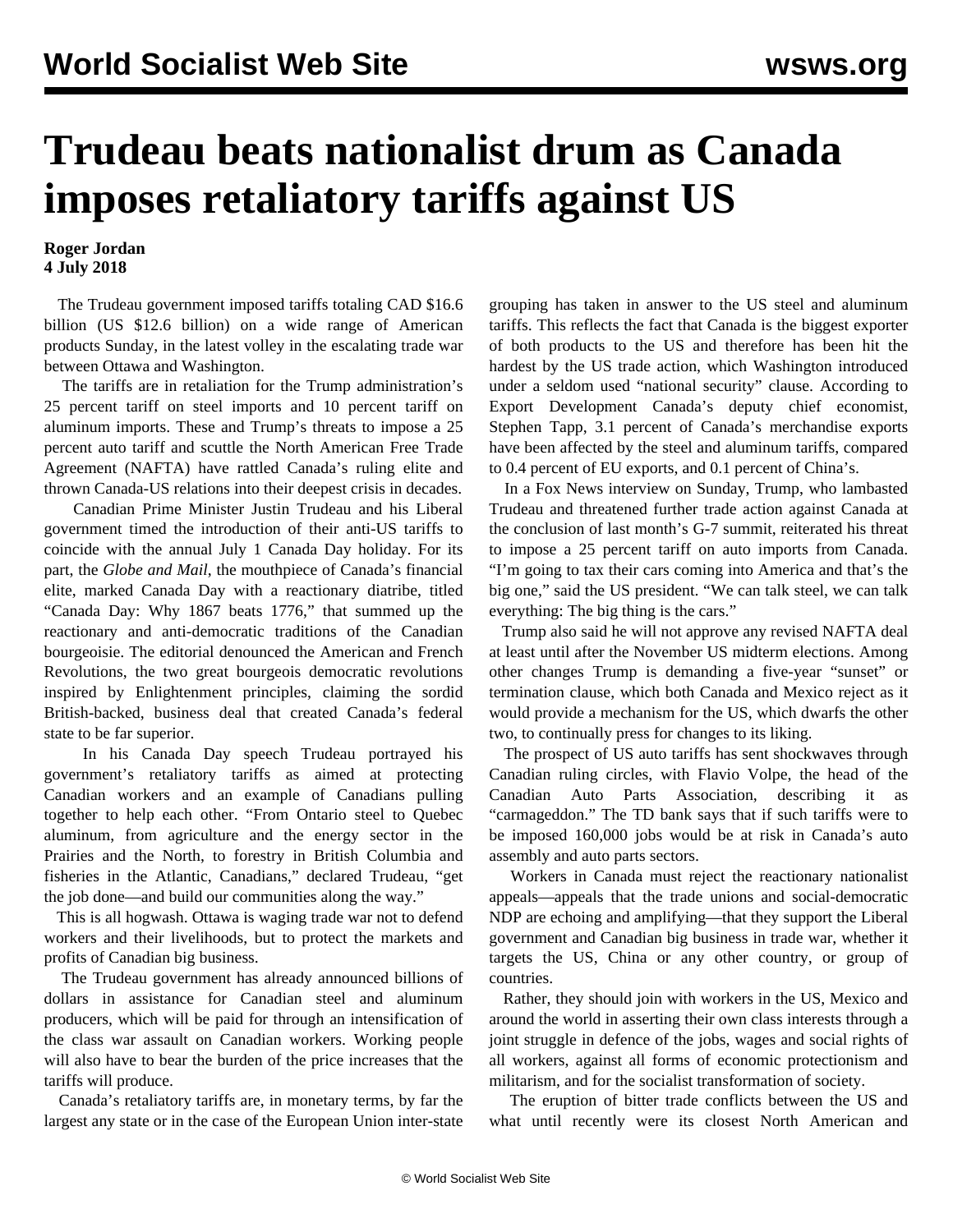# Trudeau beats nationalist drum as Canada imposes retaliatory tariffs against US

**Roger Jordan**
**4 July 2018**

The Trudeau government imposed tariffs totaling CAD $16.6 billion (US $12.6 billion) on a wide range of American products Sunday, in the latest volley in the escalating trade war between Ottawa and Washington.

The tariffs are in retaliation for the Trump administration's 25 percent tariff on steel imports and 10 percent tariff on aluminum imports. These and Trump's threats to impose a 25 percent auto tariff and scuttle the North American Free Trade Agreement (NAFTA) have rattled Canada's ruling elite and thrown Canada-US relations into their deepest crisis in decades.

Canadian Prime Minister Justin Trudeau and his Liberal government timed the introduction of their anti-US tariffs to coincide with the annual July 1 Canada Day holiday. For its part, the *Globe and Mail*, the mouthpiece of Canada's financial elite, marked Canada Day with a reactionary diatribe, titled "Canada Day: Why 1867 beats 1776," that summed up the reactionary and anti-democratic traditions of the Canadian bourgeoisie. The editorial denounced the American and French Revolutions, the two great bourgeois democratic revolutions inspired by Enlightenment principles, claiming the sordid British-backed, business deal that created Canada's federal state to be far superior.

In his Canada Day speech Trudeau portrayed his government's retaliatory tariffs as aimed at protecting Canadian workers and an example of Canadians pulling together to help each other. "From Ontario steel to Quebec aluminum, from agriculture and the energy sector in the Prairies and the North, to forestry in British Columbia and fisheries in the Atlantic, Canadians," declared Trudeau, "get the job done—and build our communities along the way."

This is all hogwash. Ottawa is waging trade war not to defend workers and their livelihoods, but to protect the markets and profits of Canadian big business.

The Trudeau government has already announced billions of dollars in assistance for Canadian steel and aluminum producers, which will be paid for through an intensification of the class war assault on Canadian workers. Working people will also have to bear the burden of the price increases that the tariffs will produce.

Canada's retaliatory tariffs are, in monetary terms, by far the largest any state or in the case of the European Union inter-state grouping has taken in answer to the US steel and aluminum tariffs. This reflects the fact that Canada is the biggest exporter of both products to the US and therefore has been hit the hardest by the US trade action, which Washington introduced under a seldom used "national security" clause. According to Export Development Canada's deputy chief economist, Stephen Tapp, 3.1 percent of Canada's merchandise exports have been affected by the steel and aluminum tariffs, compared to 0.4 percent of EU exports, and 0.1 percent of China's.

In a Fox News interview on Sunday, Trump, who lambasted Trudeau and threatened further trade action against Canada at the conclusion of last month's G-7 summit, reiterated his threat to impose a 25 percent tariff on auto imports from Canada. "I'm going to tax their cars coming into America and that's the big one," said the US president. "We can talk steel, we can talk everything: The big thing is the cars."

Trump also said he will not approve any revised NAFTA deal at least until after the November US midterm elections. Among other changes Trump is demanding a five-year "sunset" or termination clause, which both Canada and Mexico reject as it would provide a mechanism for the US, which dwarfs the other two, to continually press for changes to its liking.

The prospect of US auto tariffs has sent shockwaves through Canadian ruling circles, with Flavio Volpe, the head of the Canadian Auto Parts Association, describing it as "carmageddon." The TD bank says that if such tariffs were to be imposed 160,000 jobs would be at risk in Canada's auto assembly and auto parts sectors.

Workers in Canada must reject the reactionary nationalist appeals—appeals that the trade unions and social-democratic NDP are echoing and amplifying—that they support the Liberal government and Canadian big business in trade war, whether it targets the US, China or any other country, or group of countries.

Rather, they should join with workers in the US, Mexico and around the world in asserting their own class interests through a joint struggle in defence of the jobs, wages and social rights of all workers, against all forms of economic protectionism and militarism, and for the socialist transformation of society.

The eruption of bitter trade conflicts between the US and what until recently were its closest North American and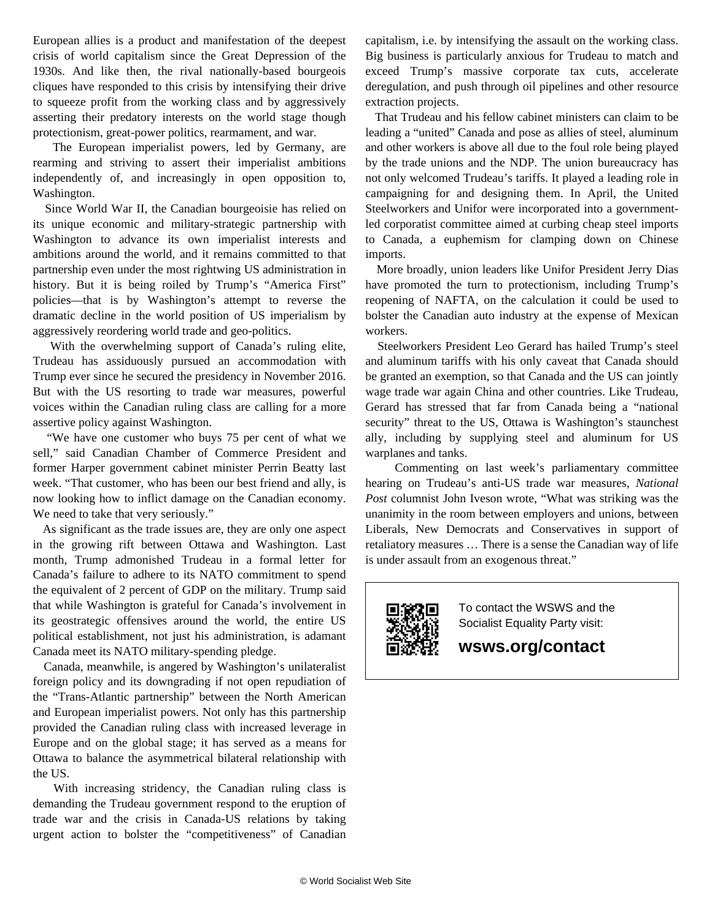European allies is a product and manifestation of the deepest crisis of world capitalism since the Great Depression of the 1930s. And like then, the rival nationally-based bourgeois cliques have responded to this crisis by intensifying their drive to squeeze profit from the working class and by aggressively asserting their predatory interests on the world stage though protectionism, great-power politics, rearmament, and war.

The European imperialist powers, led by Germany, are rearming and striving to assert their imperialist ambitions independently of, and increasingly in open opposition to, Washington.

Since World War II, the Canadian bourgeoisie has relied on its unique economic and military-strategic partnership with Washington to advance its own imperialist interests and ambitions around the world, and it remains committed to that partnership even under the most rightwing US administration in history. But it is being roiled by Trump's "America First" policies—that is by Washington's attempt to reverse the dramatic decline in the world position of US imperialism by aggressively reordering world trade and geo-politics.

With the overwhelming support of Canada's ruling elite, Trudeau has assiduously pursued an accommodation with Trump ever since he secured the presidency in November 2016. But with the US resorting to trade war measures, powerful voices within the Canadian ruling class are calling for a more assertive policy against Washington.

"We have one customer who buys 75 per cent of what we sell," said Canadian Chamber of Commerce President and former Harper government cabinet minister Perrin Beatty last week. "That customer, who has been our best friend and ally, is now looking how to inflict damage on the Canadian economy. We need to take that very seriously."

As significant as the trade issues are, they are only one aspect in the growing rift between Ottawa and Washington. Last month, Trump admonished Trudeau in a formal letter for Canada's failure to adhere to its NATO commitment to spend the equivalent of 2 percent of GDP on the military. Trump said that while Washington is grateful for Canada's involvement in its geostrategic offensives around the world, the entire US political establishment, not just his administration, is adamant Canada meet its NATO military-spending pledge.

Canada, meanwhile, is angered by Washington's unilateralist foreign policy and its downgrading if not open repudiation of the "Trans-Atlantic partnership" between the North American and European imperialist powers. Not only has this partnership provided the Canadian ruling class with increased leverage in Europe and on the global stage; it has served as a means for Ottawa to balance the asymmetrical bilateral relationship with the US.

With increasing stridency, the Canadian ruling class is demanding the Trudeau government respond to the eruption of trade war and the crisis in Canada-US relations by taking urgent action to bolster the "competitiveness" of Canadian capitalism, i.e. by intensifying the assault on the working class. Big business is particularly anxious for Trudeau to match and exceed Trump's massive corporate tax cuts, accelerate deregulation, and push through oil pipelines and other resource extraction projects.

That Trudeau and his fellow cabinet ministers can claim to be leading a "united" Canada and pose as allies of steel, aluminum and other workers is above all due to the foul role being played by the trade unions and the NDP. The union bureaucracy has not only welcomed Trudeau's tariffs. It played a leading role in campaigning for and designing them. In April, the United Steelworkers and Unifor were incorporated into a government-led corporatist committee aimed at curbing cheap steel imports to Canada, a euphemism for clamping down on Chinese imports.

More broadly, union leaders like Unifor President Jerry Dias have promoted the turn to protectionism, including Trump's reopening of NAFTA, on the calculation it could be used to bolster the Canadian auto industry at the expense of Mexican workers.

Steelworkers President Leo Gerard has hailed Trump's steel and aluminum tariffs with his only caveat that Canada should be granted an exemption, so that Canada and the US can jointly wage trade war again China and other countries. Like Trudeau, Gerard has stressed that far from Canada being a "national security" threat to the US, Ottawa is Washington's staunchest ally, including by supplying steel and aluminum for US warplanes and tanks.

Commenting on last week's parliamentary committee hearing on Trudeau's anti-US trade war measures, *National Post* columnist John Iveson wrote, "What was striking was the unanimity in the room between employers and unions, between Liberals, New Democrats and Conservatives in support of retaliatory measures … There is a sense the Canadian way of life is under assault from an exogenous threat."

To contact the WSWS and the Socialist Equality Party visit:

**wsws.org/contact**